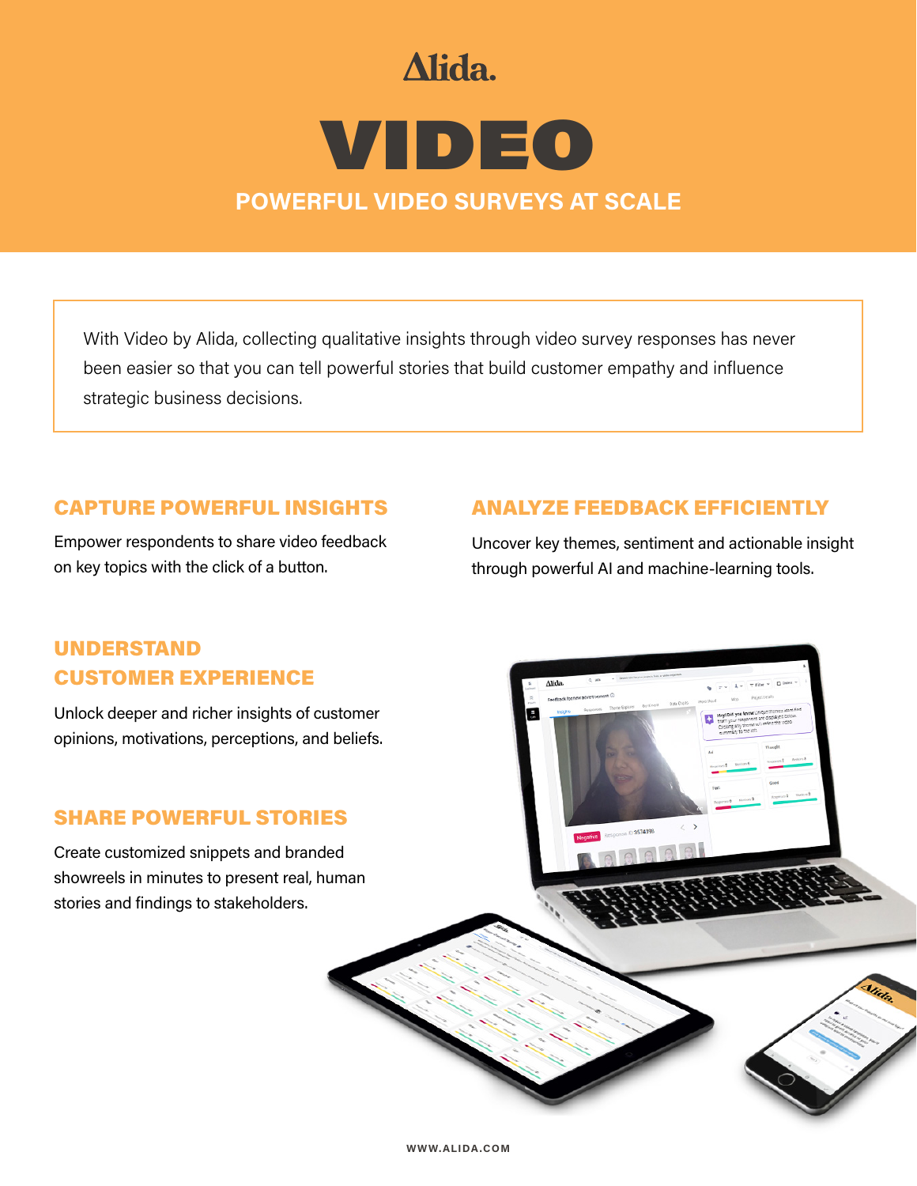Alida.

# VIDEO

## POWERFUL VIDEO SURVEYS AT SCALE

With Video by Alida, collecting qualitative insights through video survey responses has never been easier so that you can tell powerful stories that build customer empathy and influence strategic business decisions.

### CAPTURE POWERFUL INSIGHTS

Empower respondents to share video feedback on key topics with the click of a button.

### ANALYZE FEEDBACK EFFICIENTLY

Uncover key themes, sentiment and actionable insight through powerful AI and machine-learning tools.

### UNDERSTAND CUSTOMER EXPERIENCE

Unlock deeper and richer insights of customer opinions, motivations, perceptions, and beliefs.

### SHARE POWERFUL STORIES

Create customized snippets and branded showreels in minutes to present real, human stories and findings to stakeholders.

WWW.ALIDA.COM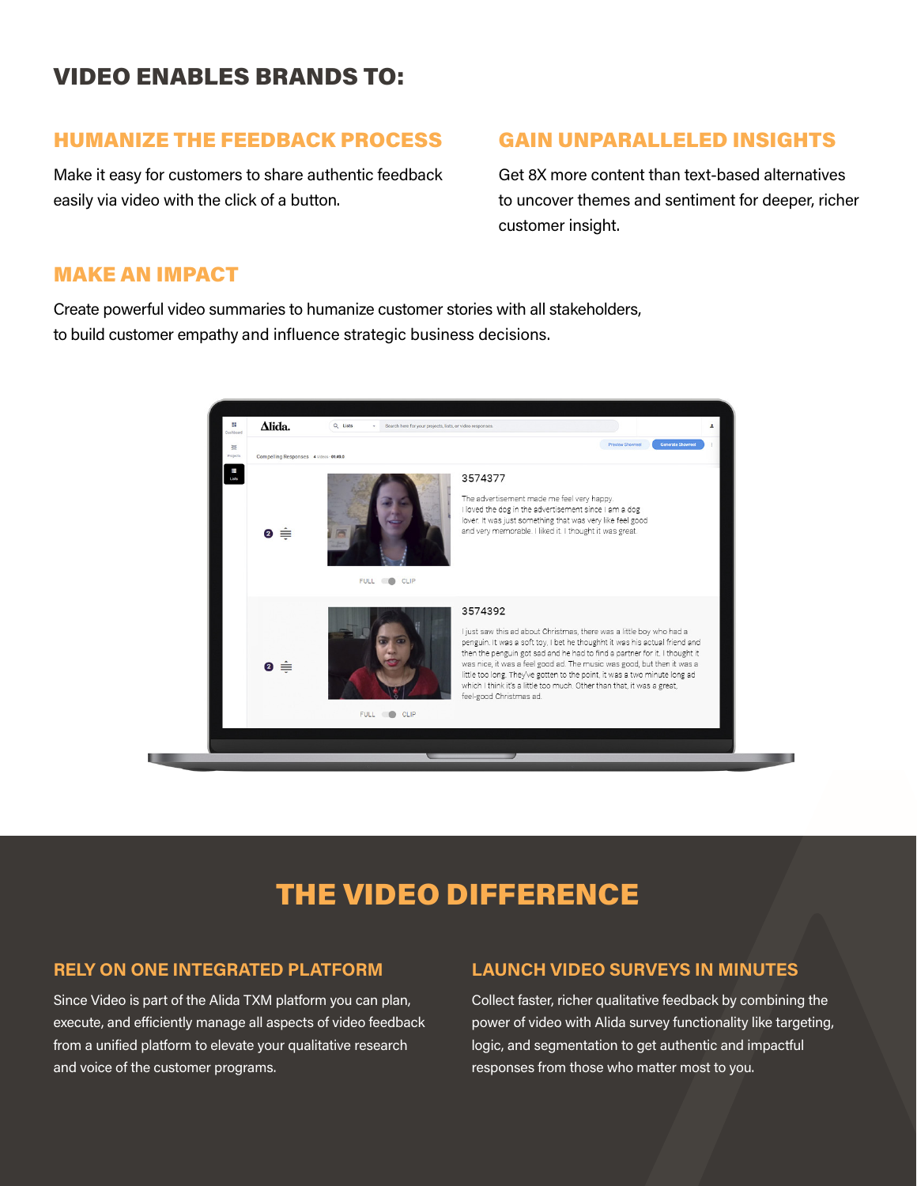# VIDEO ENABLES BRANDS TO:

## HUMANIZE THE FEEDBACK PROCESS

Make it easy for customers to share authentic feedback easily via video with the click of a button.

## GAIN UNPARALLELED INSIGHTS

Get 8X more content than text-based alternatives to uncover themes and sentiment for deeper, richer customer insight.

## MAKE AN IMPACT

Create powerful video summaries to humanize customer stories with all stakeholders, to build customer empathy and influence strategic business decisions.

# THE VIDEO DIFFERENCE

## RELY ON ONE INTEGRATED PLATFORM

Since Video is part of the Alida TXM platform you can plan, execute, and efficiently manage all aspects of video feedback from a unified platform to elevate your qualitative research and voice of the customer programs.

## LAUNCH VIDEO SURVEYS IN MINUTES

Collect faster, richer qualitative feedback by combining the power of video with Alida survey functionality like targeting, logic, and segmentation to get authentic and impactful responses from those who matter most to you.